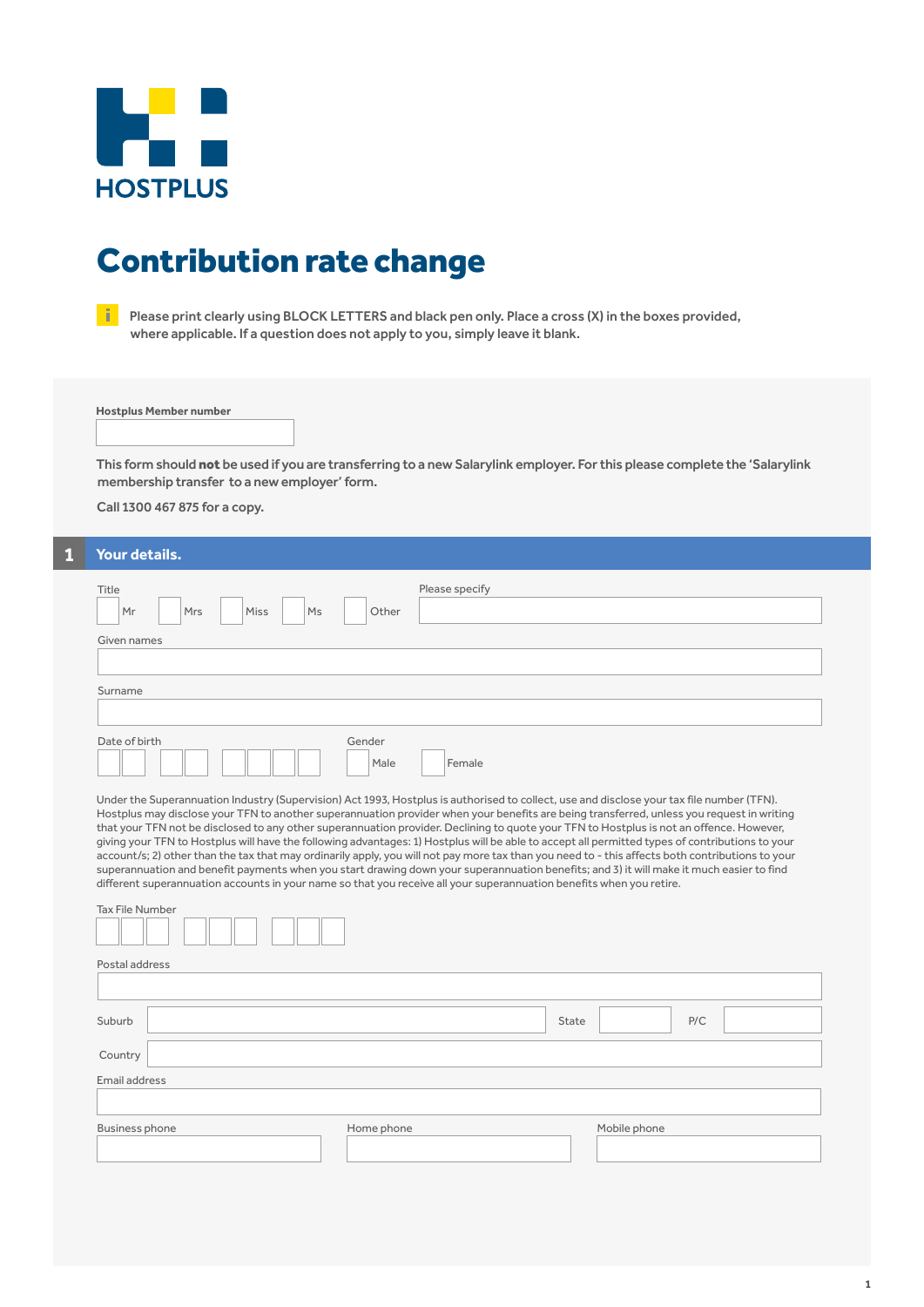HOSTPLUS

# Contribution rate change

Please print clearly using BLOCK LETTERS and black pen only. Place a cross (X) in the boxes provided, where applicable. If a question does not apply to you, simply leave it blank.

**Hostplus Member number**

This form should **not** be used if you are transferring to a new Salarylink employer. For this please complete the 'Salarylink membership transfer to a new employer' form.

Call 1300 467 875 for a copy.

## 1 Your details.

Title

☐ Mr ☐ Mrs ☐ Miss ☐ Ms ☐ Other Please specify

Given names

Surname

Date of birth

Gender

☐ Male ☐ Female

Under the Superannuation Industry (Supervision) Act 1993, Hostplus is authorised to collect, use and disclose your tax file number (TFN). Hostplus may disclose your TFN to another superannuation provider when your benefits are being transferred, unless you request in writing that your TFN not be disclosed to any other superannuation provider. Declining to quote your TFN to Hostplus is not an offence. However, giving your TFN to Hostplus will have the following advantages: 1) Hostplus will be able to accept all permitted types of contributions to your account/s; 2) other than the tax that may ordinarily apply, you will not pay more tax than you need to - this affects both contributions to your superannuation and benefit payments when you start drawing down your superannuation benefits; and 3) it will make it much easier to find different superannuation accounts in your name so that you receive all your superannuation benefits when you retire.

Tax File Number

Postal address

Suburb State P/C

Country

Email address

Business phone Home phone Mobile phone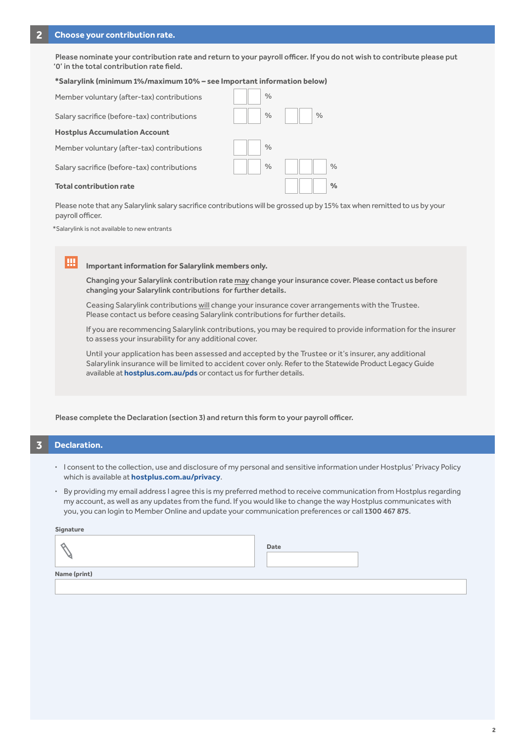## 2 Choose your contribution rate.

**Please nominate your contribution rate and return to your payroll officer. If you do not wish to contribute please put '0' in the total contribution rate field.**

**\*Salarylink (minimum 1%/maximum 10% – see Important information below)**

| | | |
|---|---|---|
| Member voluntary (after-tax) contributions | __ __ % | |
| Salary sacrifice (before-tax) contributions | __ __ % | __ __ % |
| **Hostplus Accumulation Account** | | |
| Member voluntary (after-tax) contributions | __ __ % | |
| Salary sacrifice (before-tax) contributions | __ __ % | __ __ __ % |
| **Total contribution rate** | | __ __ __ **%** |

Please note that any Salarylink salary sacrifice contributions will be grossed up by 15% tax when remitted to us by your payroll officer.

*Salarylink is not available to new entrants

**Important information for Salarylink members only.**

**Changing your Salarylink contribution rate may change your insurance cover. Please contact us before changing your Salarylink contributions for further details.**

Ceasing Salarylink contributions will change your insurance cover arrangements with the Trustee. Please contact us before ceasing Salarylink contributions for further details.

If you are recommencing Salarylink contributions, you may be required to provide information for the insurer to assess your insurability for any additional cover.

Until your application has been assessed and accepted by the Trustee or it's insurer, any additional Salarylink insurance will be limited to accident cover only. Refer to the Statewide Product Legacy Guide available at **hostplus.com.au/pds** or contact us for further details.

**Please complete the Declaration (section 3) and return this form to your payroll officer.**

## 3 Declaration.

- I consent to the collection, use and disclosure of my personal and sensitive information under Hostplus' Privacy Policy which is available at **hostplus.com.au/privacy**.
- By providing my email address I agree this is my preferred method to receive communication from Hostplus regarding my account, as well as any updates from the fund. If you would like to change the way Hostplus communicates with you, you can login to Member Online and update your communication preferences or call **1300 467 875**.

**Signature** ______________________ **Date** ____________

**Name (print)** ______________________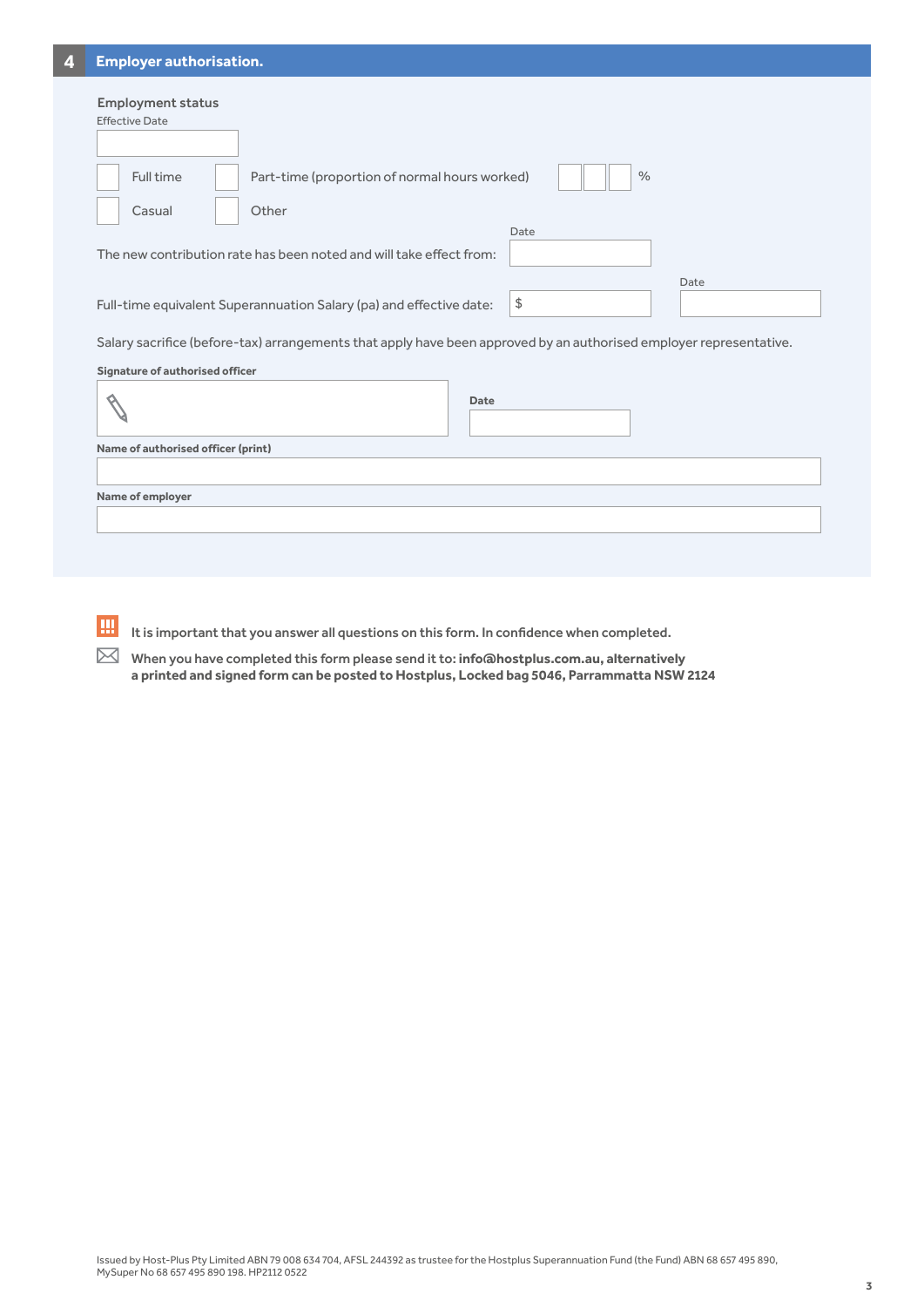## 4 Employer authorisation.

**Employment status**

Effective Date

☐ Full time ☐ Part-time (proportion of normal hours worked) %

☐ Casual ☐ Other

The new contribution rate has been noted and will take effect from: Date

Full-time equivalent Superannuation Salary (pa) and effective date: $ Date

Salary sacrifice (before-tax) arrangements that apply have been approved by an authorised employer representative.

**Signature of authorised officer**

**Date**

**Name of authorised officer (print)**

**Name of employer**

**It is important that you answer all questions on this form. In confidence when completed.**

When you have completed this form please send it to: **info@hostplus.com.au, alternatively a printed and signed form can be posted to Hostplus, Locked bag 5046, Parrammatta NSW 2124**

Issued by Host-Plus Pty Limited ABN 79 008 634 704, AFSL 244392 as trustee for the Hostplus Superannuation Fund (the Fund) ABN 68 657 495 890, MySuper No 68 657 495 890 198. HP2112 0522